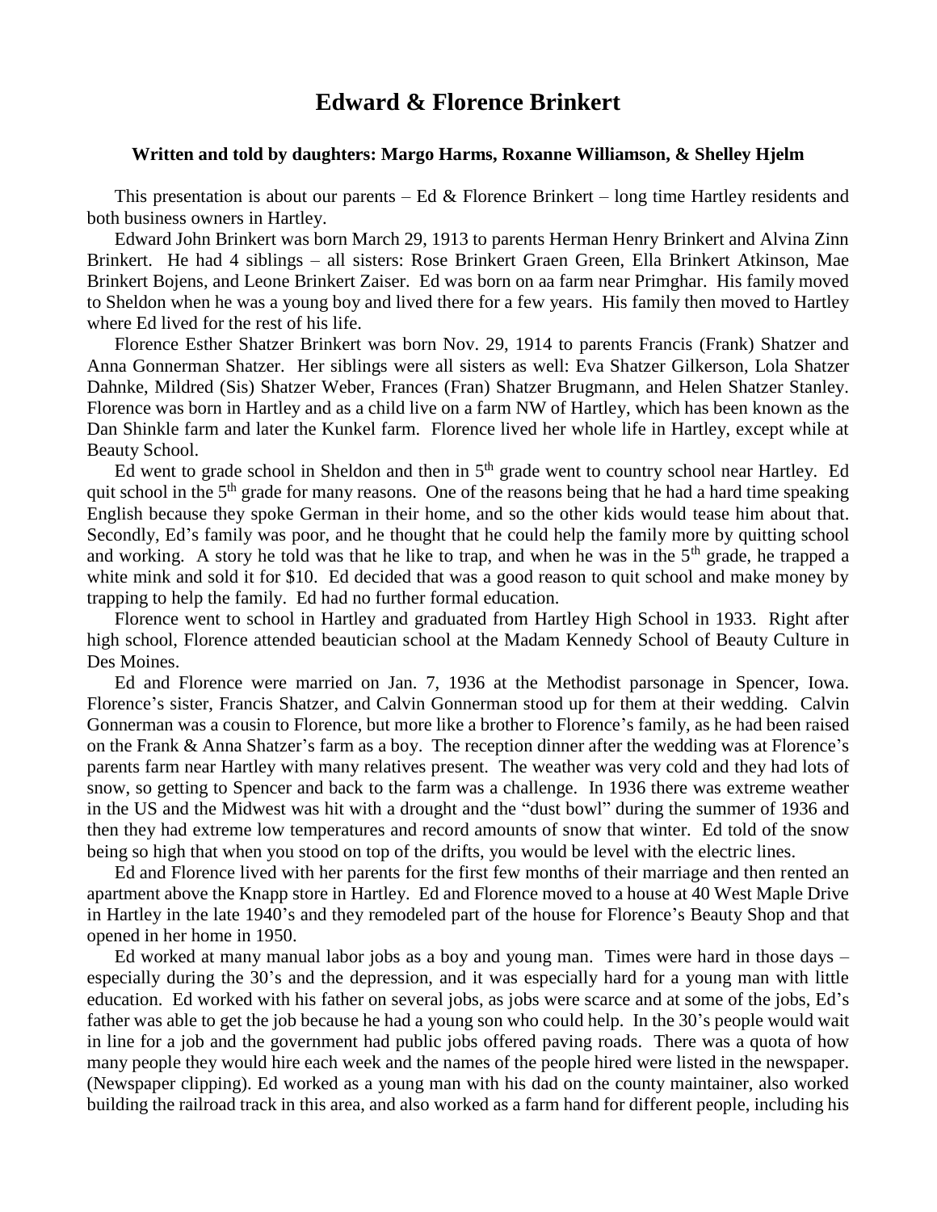# Edward & Florence Brinkert

**Written and told by daughters: Margo Harms, Roxanne Williamson, & Shelley Hjelm**

This presentation is about our parents – Ed & Florence Brinkert – long time Hartley residents and both business owners in Hartley.

Edward John Brinkert was born March 29, 1913 to parents Herman Henry Brinkert and Alvina Zinn Brinkert. He had 4 siblings – all sisters: Rose Brinkert Graen Green, Ella Brinkert Atkinson, Mae Brinkert Bojens, and Leone Brinkert Zaiser. Ed was born on aa farm near Primghar. His family moved to Sheldon when he was a young boy and lived there for a few years. His family then moved to Hartley where Ed lived for the rest of his life.

Florence Esther Shatzer Brinkert was born Nov. 29, 1914 to parents Francis (Frank) Shatzer and Anna Gonnerman Shatzer. Her siblings were all sisters as well: Eva Shatzer Gilkerson, Lola Shatzer Dahnke, Mildred (Sis) Shatzer Weber, Frances (Fran) Shatzer Brugmann, and Helen Shatzer Stanley. Florence was born in Hartley and as a child live on a farm NW of Hartley, which has been known as the Dan Shinkle farm and later the Kunkel farm. Florence lived her whole life in Hartley, except while at Beauty School.

Ed went to grade school in Sheldon and then in 5th grade went to country school near Hartley. Ed quit school in the 5th grade for many reasons. One of the reasons being that he had a hard time speaking English because they spoke German in their home, and so the other kids would tease him about that. Secondly, Ed's family was poor, and he thought that he could help the family more by quitting school and working. A story he told was that he like to trap, and when he was in the 5th grade, he trapped a white mink and sold it for $10. Ed decided that was a good reason to quit school and make money by trapping to help the family. Ed had no further formal education.

Florence went to school in Hartley and graduated from Hartley High School in 1933. Right after high school, Florence attended beautician school at the Madam Kennedy School of Beauty Culture in Des Moines.

Ed and Florence were married on Jan. 7, 1936 at the Methodist parsonage in Spencer, Iowa. Florence's sister, Francis Shatzer, and Calvin Gonnerman stood up for them at their wedding. Calvin Gonnerman was a cousin to Florence, but more like a brother to Florence's family, as he had been raised on the Frank & Anna Shatzer's farm as a boy. The reception dinner after the wedding was at Florence's parents farm near Hartley with many relatives present. The weather was very cold and they had lots of snow, so getting to Spencer and back to the farm was a challenge. In 1936 there was extreme weather in the US and the Midwest was hit with a drought and the "dust bowl" during the summer of 1936 and then they had extreme low temperatures and record amounts of snow that winter. Ed told of the snow being so high that when you stood on top of the drifts, you would be level with the electric lines.

Ed and Florence lived with her parents for the first few months of their marriage and then rented an apartment above the Knapp store in Hartley. Ed and Florence moved to a house at 40 West Maple Drive in Hartley in the late 1940's and they remodeled part of the house for Florence's Beauty Shop and that opened in her home in 1950.

Ed worked at many manual labor jobs as a boy and young man. Times were hard in those days – especially during the 30's and the depression, and it was especially hard for a young man with little education. Ed worked with his father on several jobs, as jobs were scarce and at some of the jobs, Ed's father was able to get the job because he had a young son who could help. In the 30's people would wait in line for a job and the government had public jobs offered paving roads. There was a quota of how many people they would hire each week and the names of the people hired were listed in the newspaper. (Newspaper clipping). Ed worked as a young man with his dad on the county maintainer, also worked building the railroad track in this area, and also worked as a farm hand for different people, including his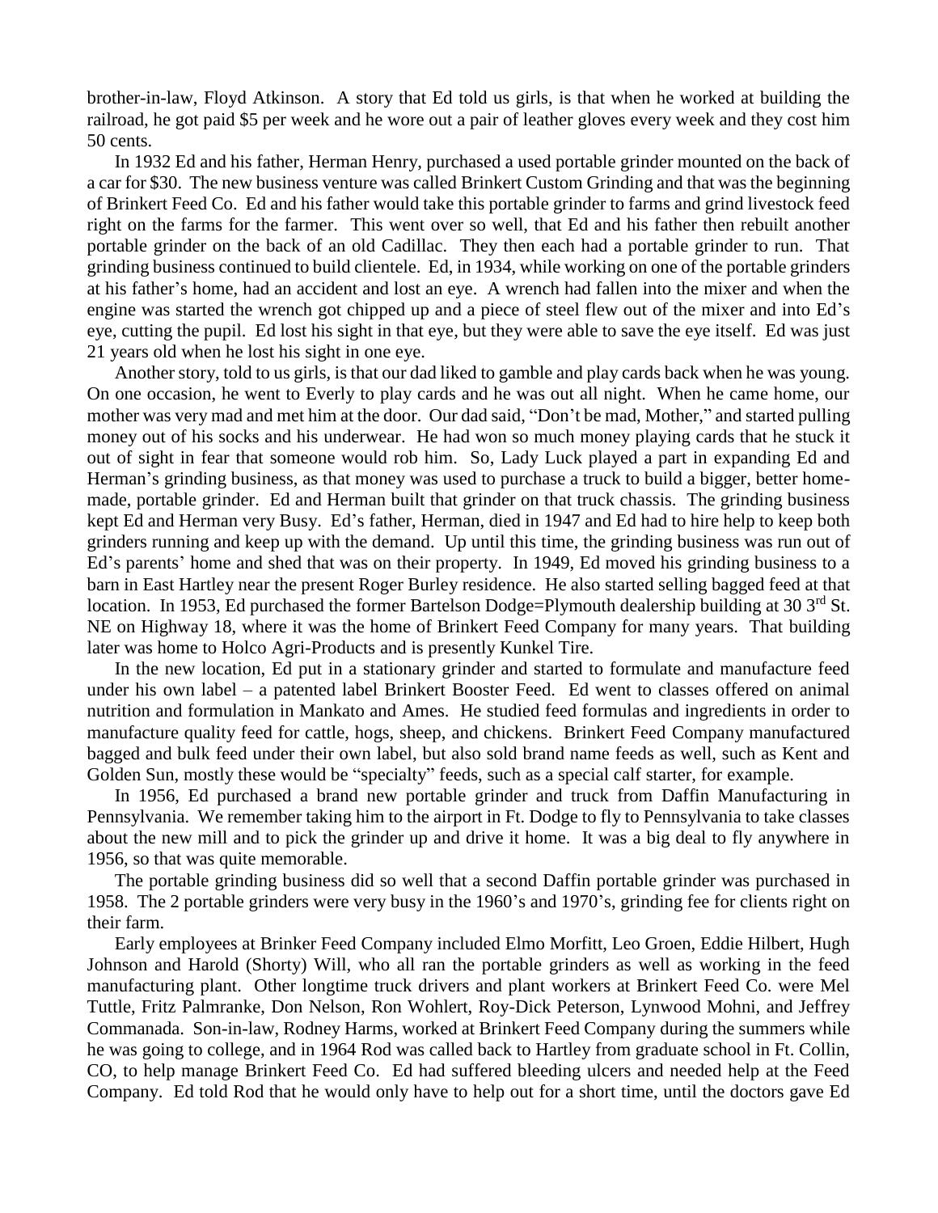brother-in-law, Floyd Atkinson. A story that Ed told us girls, is that when he worked at building the railroad, he got paid $5 per week and he wore out a pair of leather gloves every week and they cost him 50 cents.

In 1932 Ed and his father, Herman Henry, purchased a used portable grinder mounted on the back of a car for $30. The new business venture was called Brinkert Custom Grinding and that was the beginning of Brinkert Feed Co. Ed and his father would take this portable grinder to farms and grind livestock feed right on the farms for the farmer. This went over so well, that Ed and his father then rebuilt another portable grinder on the back of an old Cadillac. They then each had a portable grinder to run. That grinding business continued to build clientele. Ed, in 1934, while working on one of the portable grinders at his father's home, had an accident and lost an eye. A wrench had fallen into the mixer and when the engine was started the wrench got chipped up and a piece of steel flew out of the mixer and into Ed's eye, cutting the pupil. Ed lost his sight in that eye, but they were able to save the eye itself. Ed was just 21 years old when he lost his sight in one eye.

Another story, told to us girls, is that our dad liked to gamble and play cards back when he was young. On one occasion, he went to Everly to play cards and he was out all night. When he came home, our mother was very mad and met him at the door. Our dad said, "Don't be mad, Mother," and started pulling money out of his socks and his underwear. He had won so much money playing cards that he stuck it out of sight in fear that someone would rob him. So, Lady Luck played a part in expanding Ed and Herman's grinding business, as that money was used to purchase a truck to build a bigger, better home-made, portable grinder. Ed and Herman built that grinder on that truck chassis. The grinding business kept Ed and Herman very Busy. Ed's father, Herman, died in 1947 and Ed had to hire help to keep both grinders running and keep up with the demand. Up until this time, the grinding business was run out of Ed's parents' home and shed that was on their property. In 1949, Ed moved his grinding business to a barn in East Hartley near the present Roger Burley residence. He also started selling bagged feed at that location. In 1953, Ed purchased the former Bartelson Dodge=Plymouth dealership building at 30 3rd St. NE on Highway 18, where it was the home of Brinkert Feed Company for many years. That building later was home to Holco Agri-Products and is presently Kunkel Tire.

In the new location, Ed put in a stationary grinder and started to formulate and manufacture feed under his own label – a patented label Brinkert Booster Feed. Ed went to classes offered on animal nutrition and formulation in Mankato and Ames. He studied feed formulas and ingredients in order to manufacture quality feed for cattle, hogs, sheep, and chickens. Brinkert Feed Company manufactured bagged and bulk feed under their own label, but also sold brand name feeds as well, such as Kent and Golden Sun, mostly these would be "specialty" feeds, such as a special calf starter, for example.

In 1956, Ed purchased a brand new portable grinder and truck from Daffin Manufacturing in Pennsylvania. We remember taking him to the airport in Ft. Dodge to fly to Pennsylvania to take classes about the new mill and to pick the grinder up and drive it home. It was a big deal to fly anywhere in 1956, so that was quite memorable.

The portable grinding business did so well that a second Daffin portable grinder was purchased in 1958. The 2 portable grinders were very busy in the 1960's and 1970's, grinding fee for clients right on their farm.

Early employees at Brinker Feed Company included Elmo Morfitt, Leo Groen, Eddie Hilbert, Hugh Johnson and Harold (Shorty) Will, who all ran the portable grinders as well as working in the feed manufacturing plant. Other longtime truck drivers and plant workers at Brinkert Feed Co. were Mel Tuttle, Fritz Palmranke, Don Nelson, Ron Wohlert, Roy-Dick Peterson, Lynwood Mohni, and Jeffrey Commanada. Son-in-law, Rodney Harms, worked at Brinkert Feed Company during the summers while he was going to college, and in 1964 Rod was called back to Hartley from graduate school in Ft. Collin, CO, to help manage Brinkert Feed Co. Ed had suffered bleeding ulcers and needed help at the Feed Company. Ed told Rod that he would only have to help out for a short time, until the doctors gave Ed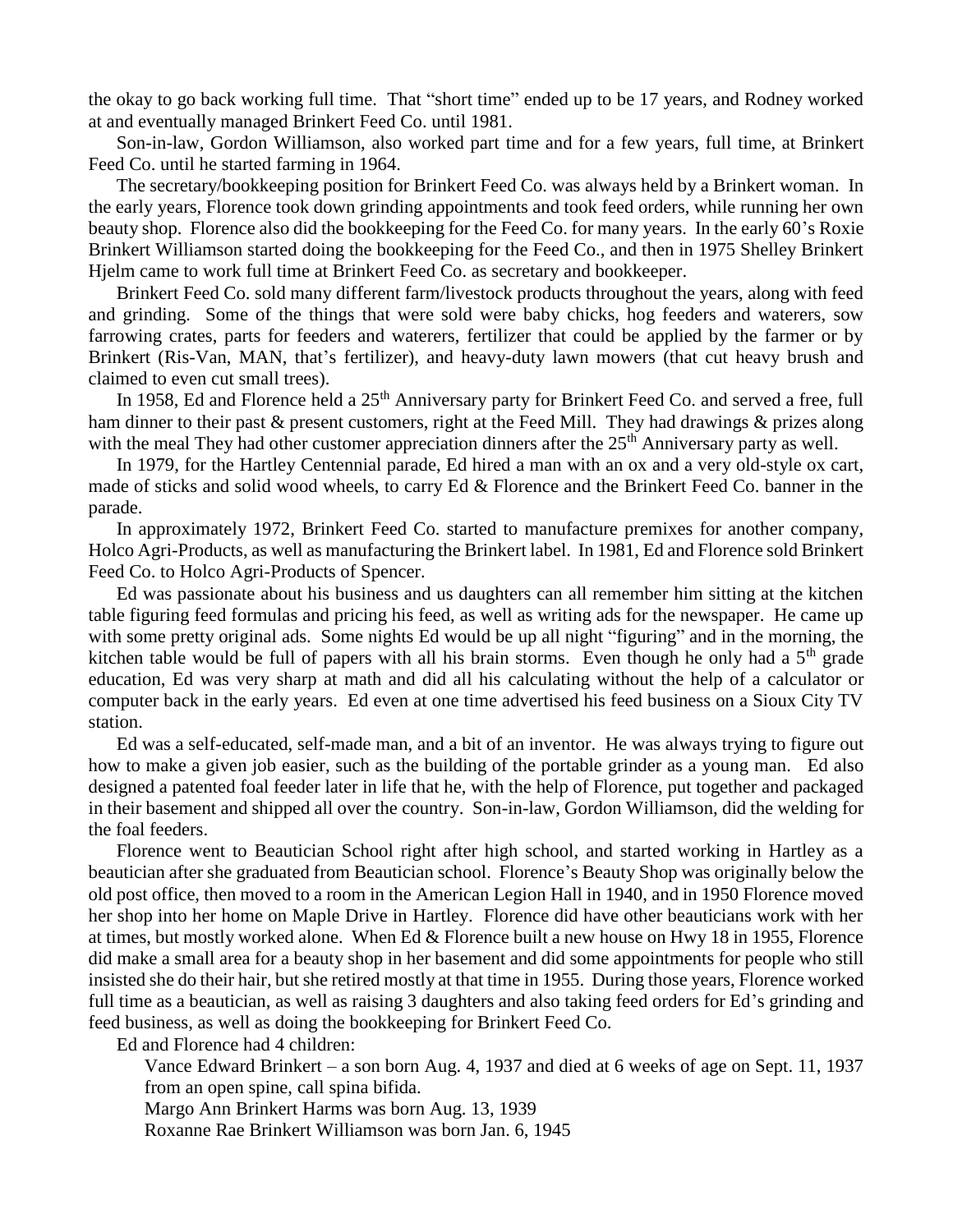the okay to go back working full time. That "short time" ended up to be 17 years, and Rodney worked at and eventually managed Brinkert Feed Co. until 1981.

Son-in-law, Gordon Williamson, also worked part time and for a few years, full time, at Brinkert Feed Co. until he started farming in 1964.

The secretary/bookkeeping position for Brinkert Feed Co. was always held by a Brinkert woman. In the early years, Florence took down grinding appointments and took feed orders, while running her own beauty shop. Florence also did the bookkeeping for the Feed Co. for many years. In the early 60's Roxie Brinkert Williamson started doing the bookkeeping for the Feed Co., and then in 1975 Shelley Brinkert Hjelm came to work full time at Brinkert Feed Co. as secretary and bookkeeper.

Brinkert Feed Co. sold many different farm/livestock products throughout the years, along with feed and grinding. Some of the things that were sold were baby chicks, hog feeders and waterers, sow farrowing crates, parts for feeders and waterers, fertilizer that could be applied by the farmer or by Brinkert (Ris-Van, MAN, that's fertilizer), and heavy-duty lawn mowers (that cut heavy brush and claimed to even cut small trees).

In 1958, Ed and Florence held a 25th Anniversary party for Brinkert Feed Co. and served a free, full ham dinner to their past & present customers, right at the Feed Mill. They had drawings & prizes along with the meal They had other customer appreciation dinners after the 25th Anniversary party as well.

In 1979, for the Hartley Centennial parade, Ed hired a man with an ox and a very old-style ox cart, made of sticks and solid wood wheels, to carry Ed & Florence and the Brinkert Feed Co. banner in the parade.

In approximately 1972, Brinkert Feed Co. started to manufacture premixes for another company, Holco Agri-Products, as well as manufacturing the Brinkert label. In 1981, Ed and Florence sold Brinkert Feed Co. to Holco Agri-Products of Spencer.

Ed was passionate about his business and us daughters can all remember him sitting at the kitchen table figuring feed formulas and pricing his feed, as well as writing ads for the newspaper. He came up with some pretty original ads. Some nights Ed would be up all night "figuring" and in the morning, the kitchen table would be full of papers with all his brain storms. Even though he only had a 5th grade education, Ed was very sharp at math and did all his calculating without the help of a calculator or computer back in the early years. Ed even at one time advertised his feed business on a Sioux City TV station.

Ed was a self-educated, self-made man, and a bit of an inventor. He was always trying to figure out how to make a given job easier, such as the building of the portable grinder as a young man. Ed also designed a patented foal feeder later in life that he, with the help of Florence, put together and packaged in their basement and shipped all over the country. Son-in-law, Gordon Williamson, did the welding for the foal feeders.

Florence went to Beautician School right after high school, and started working in Hartley as a beautician after she graduated from Beautician school. Florence's Beauty Shop was originally below the old post office, then moved to a room in the American Legion Hall in 1940, and in 1950 Florence moved her shop into her home on Maple Drive in Hartley. Florence did have other beauticians work with her at times, but mostly worked alone. When Ed & Florence built a new house on Hwy 18 in 1955, Florence did make a small area for a beauty shop in her basement and did some appointments for people who still insisted she do their hair, but she retired mostly at that time in 1955. During those years, Florence worked full time as a beautician, as well as raising 3 daughters and also taking feed orders for Ed's grinding and feed business, as well as doing the bookkeeping for Brinkert Feed Co.

Ed and Florence had 4 children:

Vance Edward Brinkert – a son born Aug. 4, 1937 and died at 6 weeks of age on Sept. 11, 1937 from an open spine, call spina bifida.

Margo Ann Brinkert Harms was born Aug. 13, 1939

Roxanne Rae Brinkert Williamson was born Jan. 6, 1945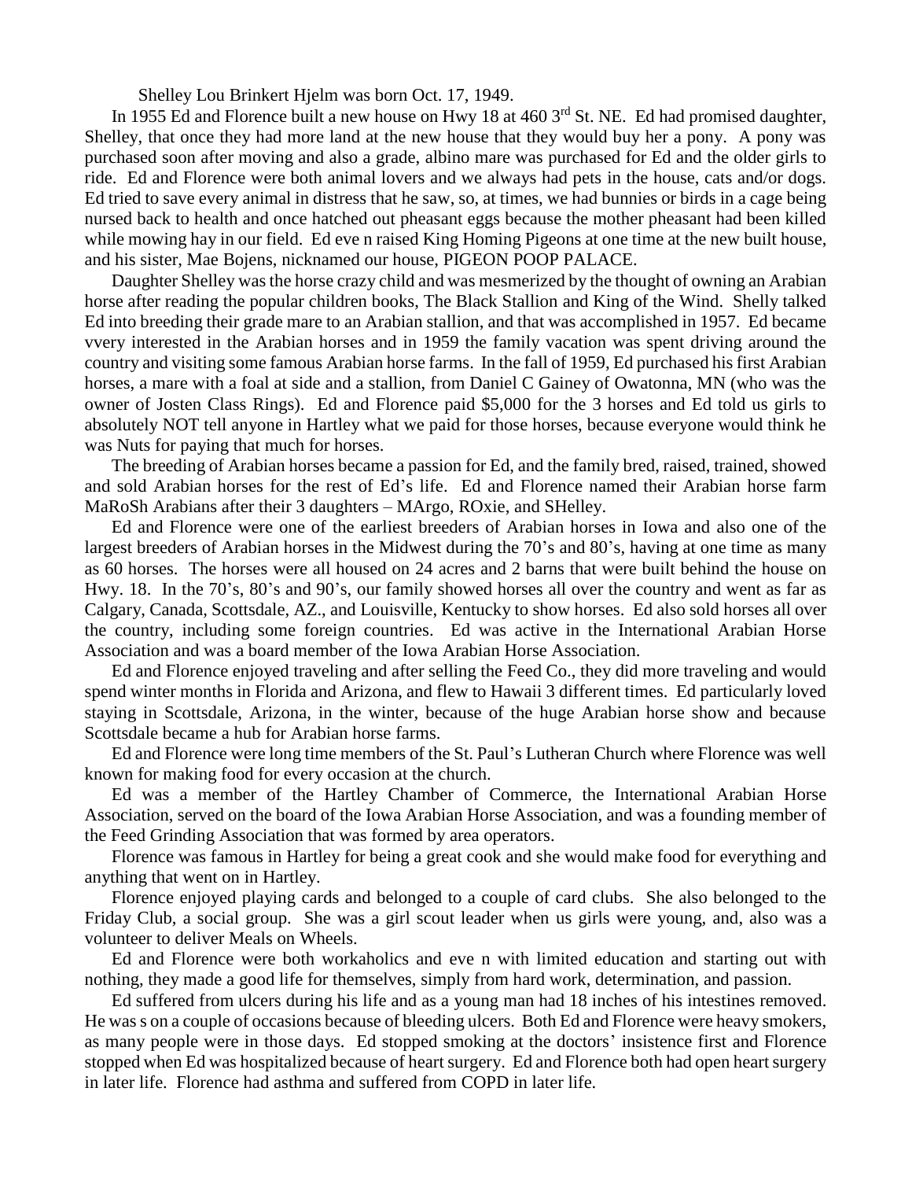Shelley Lou Brinkert Hjelm was born Oct. 17, 1949.

In 1955 Ed and Florence built a new house on Hwy 18 at 460 3rd St. NE. Ed had promised daughter, Shelley, that once they had more land at the new house that they would buy her a pony. A pony was purchased soon after moving and also a grade, albino mare was purchased for Ed and the older girls to ride. Ed and Florence were both animal lovers and we always had pets in the house, cats and/or dogs. Ed tried to save every animal in distress that he saw, so, at times, we had bunnies or birds in a cage being nursed back to health and once hatched out pheasant eggs because the mother pheasant had been killed while mowing hay in our field. Ed eve n raised King Homing Pigeons at one time at the new built house, and his sister, Mae Bojens, nicknamed our house, PIGEON POOP PALACE.

Daughter Shelley was the horse crazy child and was mesmerized by the thought of owning an Arabian horse after reading the popular children books, The Black Stallion and King of the Wind. Shelly talked Ed into breeding their grade mare to an Arabian stallion, and that was accomplished in 1957. Ed became vvery interested in the Arabian horses and in 1959 the family vacation was spent driving around the country and visiting some famous Arabian horse farms. In the fall of 1959, Ed purchased his first Arabian horses, a mare with a foal at side and a stallion, from Daniel C Gainey of Owatonna, MN (who was the owner of Josten Class Rings). Ed and Florence paid $5,000 for the 3 horses and Ed told us girls to absolutely NOT tell anyone in Hartley what we paid for those horses, because everyone would think he was Nuts for paying that much for horses.

The breeding of Arabian horses became a passion for Ed, and the family bred, raised, trained, showed and sold Arabian horses for the rest of Ed's life. Ed and Florence named their Arabian horse farm MaRoSh Arabians after their 3 daughters – MArgo, ROxie, and SHelley.

Ed and Florence were one of the earliest breeders of Arabian horses in Iowa and also one of the largest breeders of Arabian horses in the Midwest during the 70's and 80's, having at one time as many as 60 horses. The horses were all housed on 24 acres and 2 barns that were built behind the house on Hwy. 18. In the 70's, 80's and 90's, our family showed horses all over the country and went as far as Calgary, Canada, Scottsdale, AZ., and Louisville, Kentucky to show horses. Ed also sold horses all over the country, including some foreign countries. Ed was active in the International Arabian Horse Association and was a board member of the Iowa Arabian Horse Association.

Ed and Florence enjoyed traveling and after selling the Feed Co., they did more traveling and would spend winter months in Florida and Arizona, and flew to Hawaii 3 different times. Ed particularly loved staying in Scottsdale, Arizona, in the winter, because of the huge Arabian horse show and because Scottsdale became a hub for Arabian horse farms.

Ed and Florence were long time members of the St. Paul's Lutheran Church where Florence was well known for making food for every occasion at the church.

Ed was a member of the Hartley Chamber of Commerce, the International Arabian Horse Association, served on the board of the Iowa Arabian Horse Association, and was a founding member of the Feed Grinding Association that was formed by area operators.

Florence was famous in Hartley for being a great cook and she would make food for everything and anything that went on in Hartley.

Florence enjoyed playing cards and belonged to a couple of card clubs. She also belonged to the Friday Club, a social group. She was a girl scout leader when us girls were young, and, also was a volunteer to deliver Meals on Wheels.

Ed and Florence were both workaholics and eve n with limited education and starting out with nothing, they made a good life for themselves, simply from hard work, determination, and passion.

Ed suffered from ulcers during his life and as a young man had 18 inches of his intestines removed. He was s on a couple of occasions because of bleeding ulcers. Both Ed and Florence were heavy smokers, as many people were in those days. Ed stopped smoking at the doctors' insistence first and Florence stopped when Ed was hospitalized because of heart surgery. Ed and Florence both had open heart surgery in later life. Florence had asthma and suffered from COPD in later life.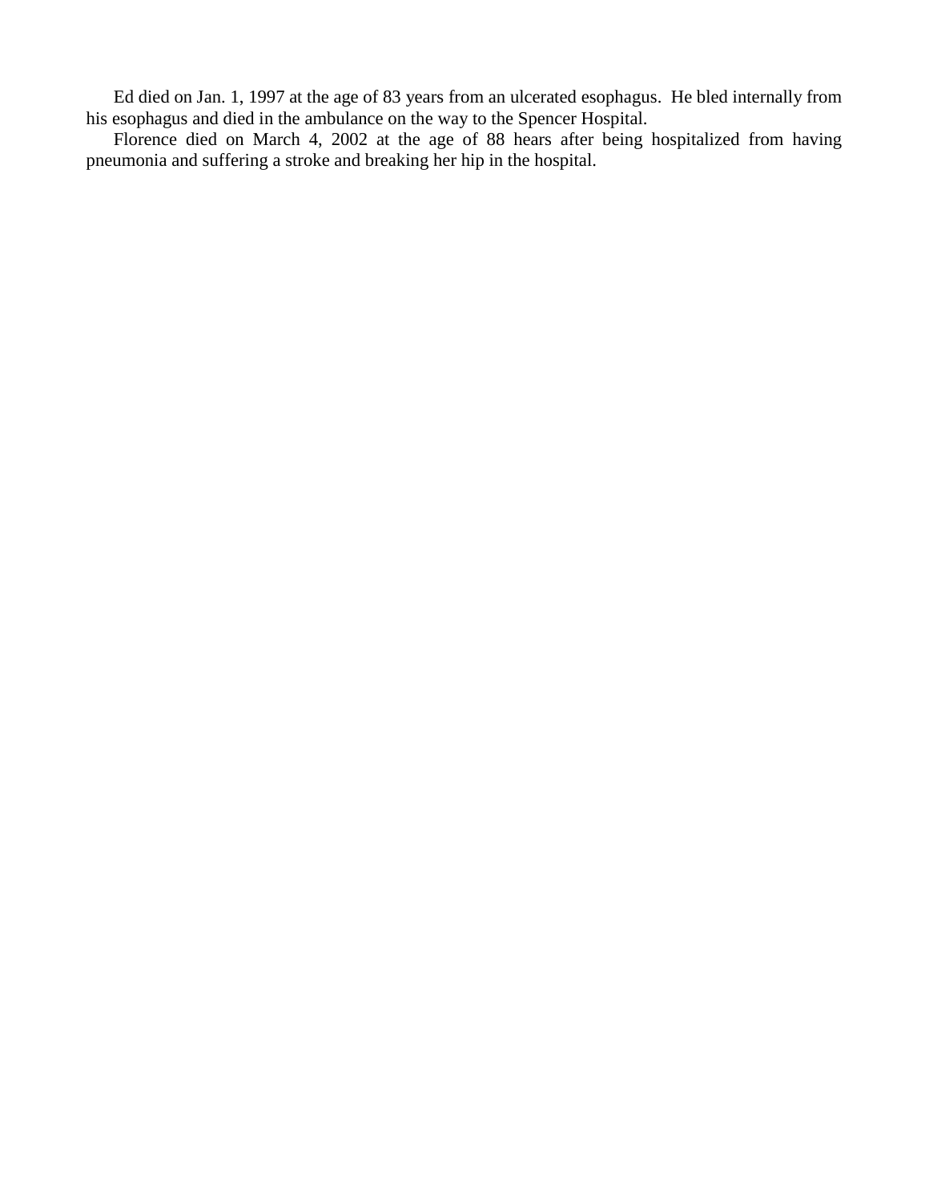Ed died on Jan. 1, 1997 at the age of 83 years from an ulcerated esophagus. He bled internally from his esophagus and died in the ambulance on the way to the Spencer Hospital.

Florence died on March 4, 2002 at the age of 88 hears after being hospitalized from having pneumonia and suffering a stroke and breaking her hip in the hospital.